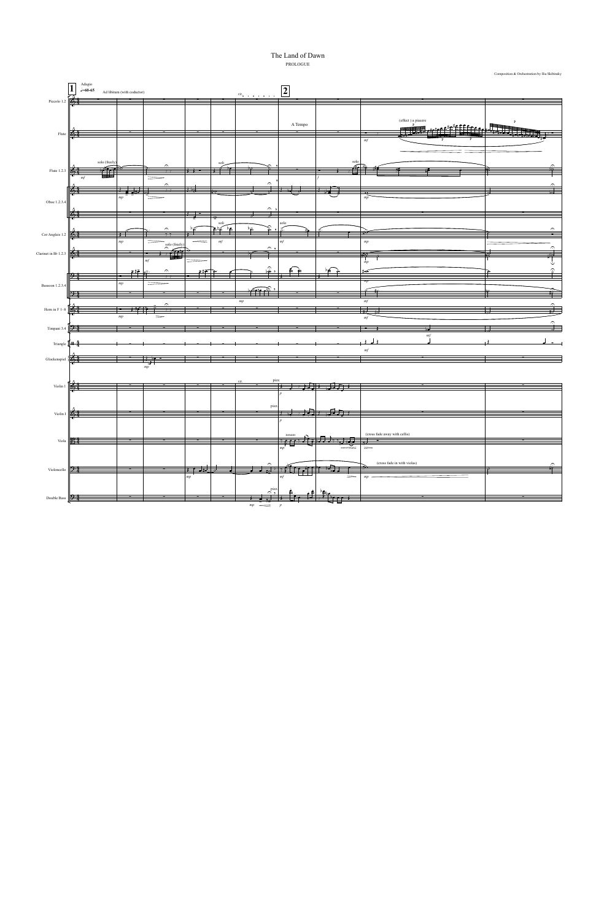# The Land of Dawn

PROLOGUE

Composition & Orchestration by Ilia Skibinsky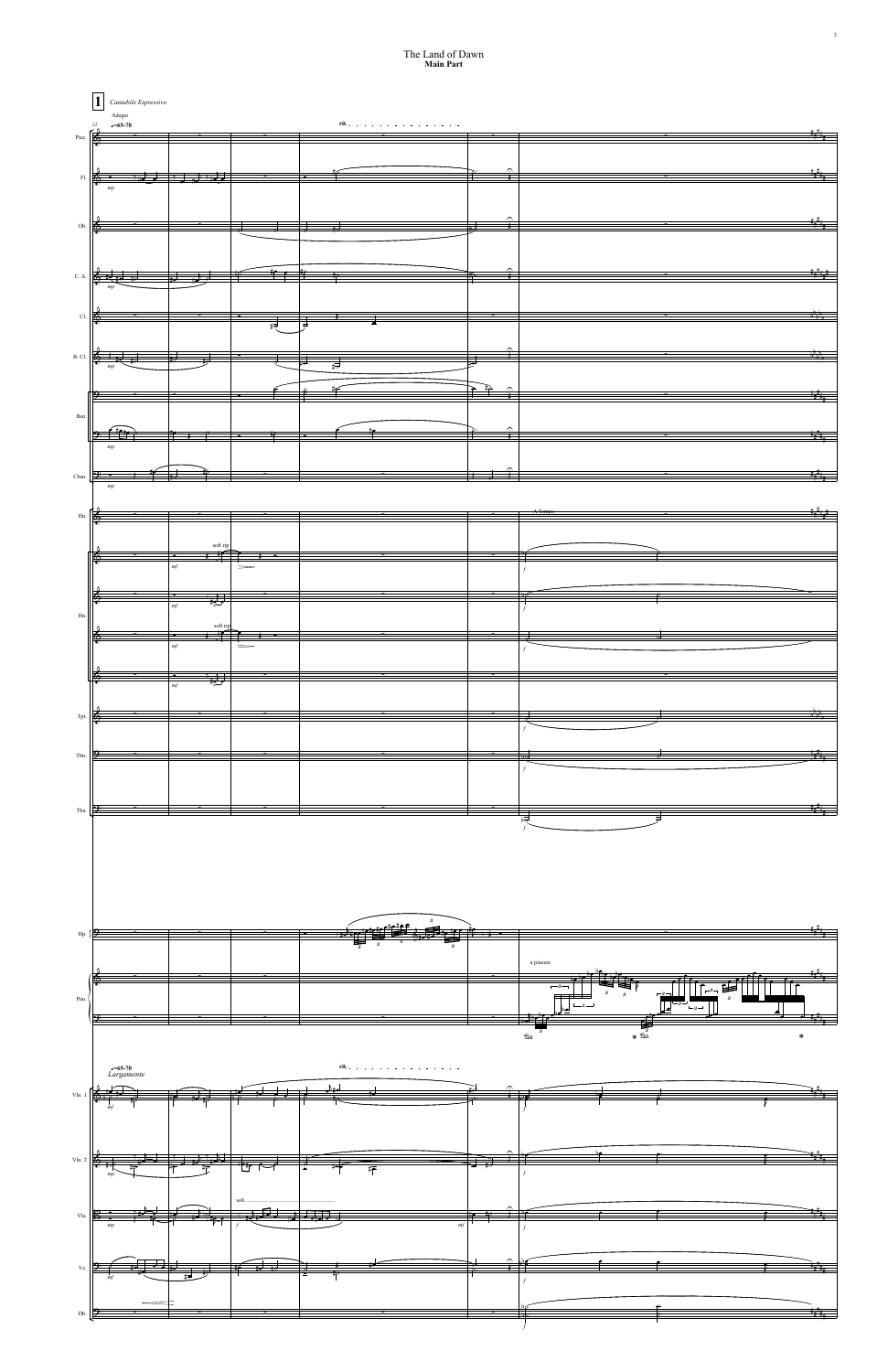# The Land of Dawn

**Main Part**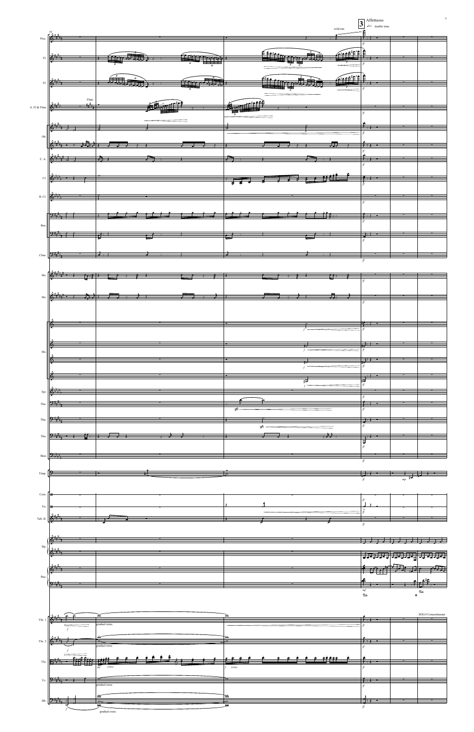**3** Affettuoso

double time

wild run

Flute

gradual cresc.

SOLO Concertmaster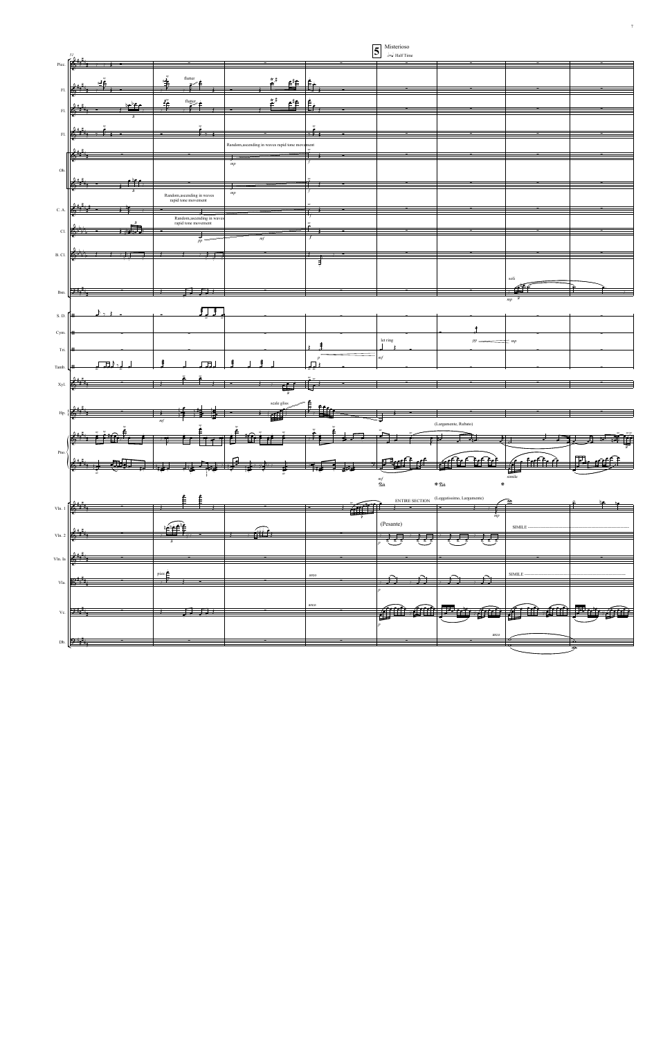**5** Misterioso

♩=♩ Half Time

Random,ascending in waves rapid tone movement

Random,ascending in waves rapid tone movement

Random,ascending in waves rapid tone movement

flutter

flutter

scale gliss

let ring

soli

(Largamente, Rubato)

simile

ENTIRE SECTION

(Leggatissimo, Largamente)

(Pesante)

SIMILE

SIMILE

pizz.

arco

arco

arco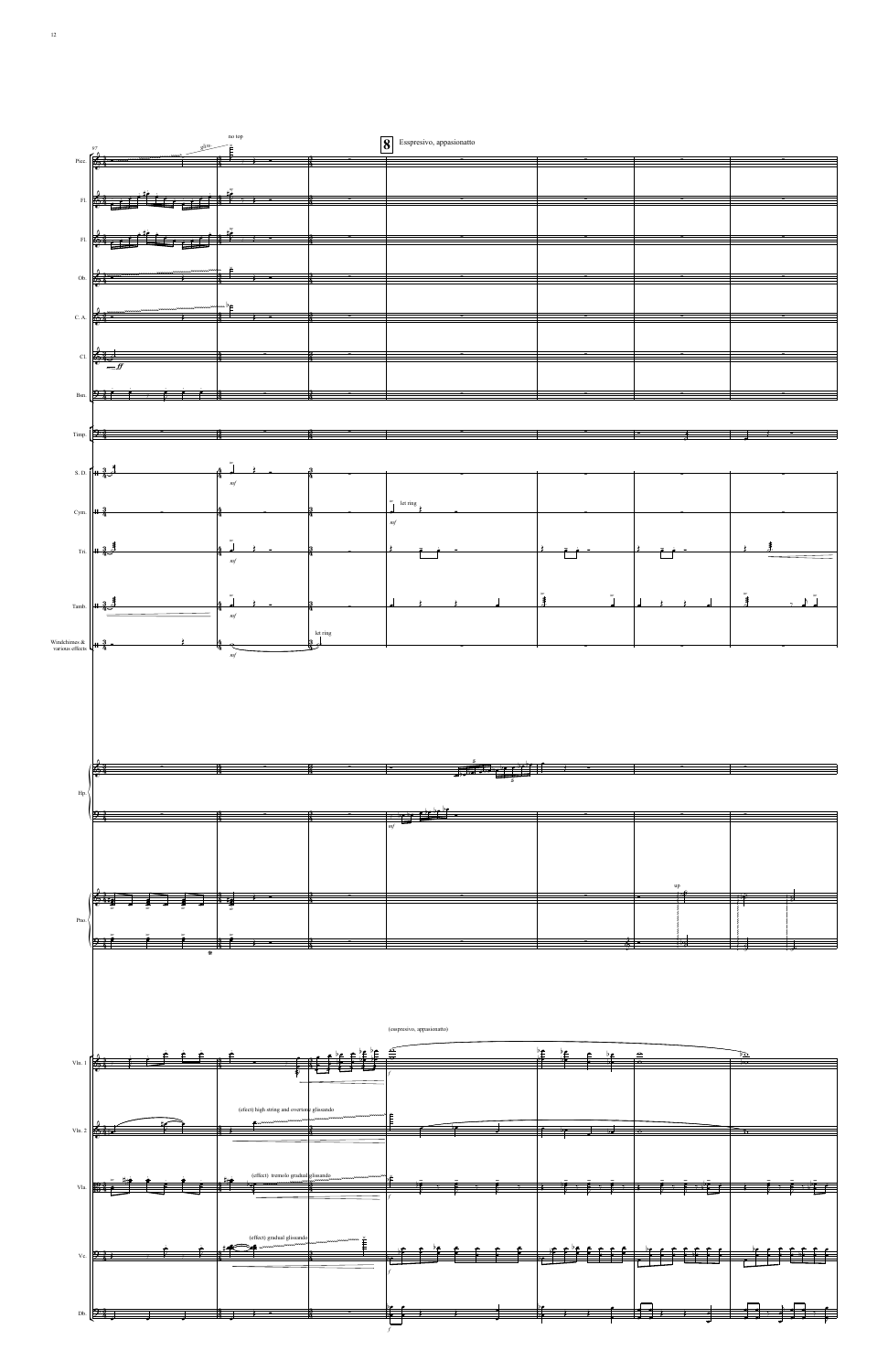**8** Esspresivo, appasionatto

Picc.
Fl.
Fl.
Ob.
C. A.
Cl.
Bsn.
Timp.
S. D.
Cym.
Tri.
Tamb.
Windchimes & various effects
Hp.
Pno.
Vln. 1
Vln. 2
Vla.
Vc.
Db.

gliss.

no top

*ff*

*mf*

let ring

up

(esspresivo, appasionatto)

(effect) high string and overtone glissando

(effect) tremolo gradual glissando

(effect) gradual glissando

*f*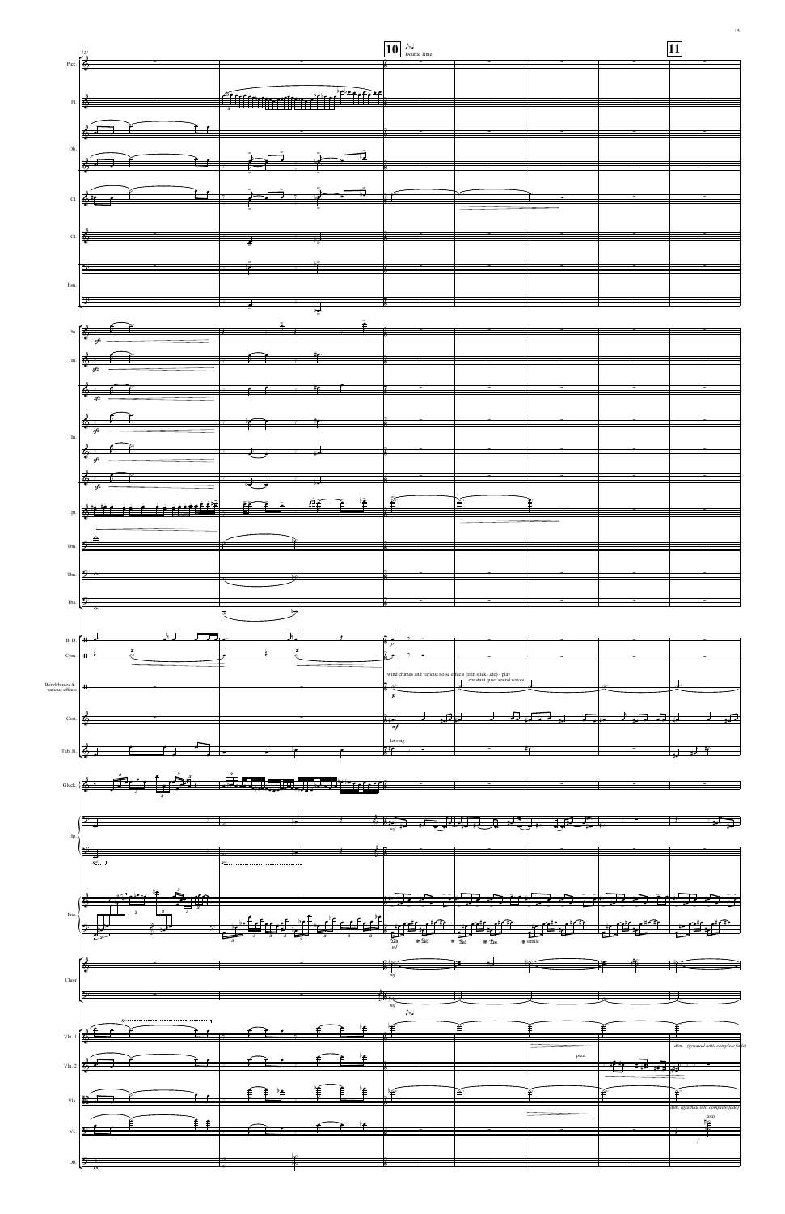121

**10** ♩= Double Time

**11**

Picc.

Fl.

Ob.

Cl.

Cl.

Bsn.

Hn.

Hn.

Hn.

Tpt.

Tbn.

Tbn.

Tba.

B. D.

Cym.

Windchimes & various effects

wind chimes and various noise effects (rain stick...etc) - play constant quiet sound waves

Crot.

let ring

Tub. B.

Glock.

Hp.

Pno.

*simile*

Choir

Vln. 1

*dim. (gradual until complete fade)*

pizz.

Vln. 2

Vla.

*dim. (gradual intil complete fade)*

solo

Vc.

Db.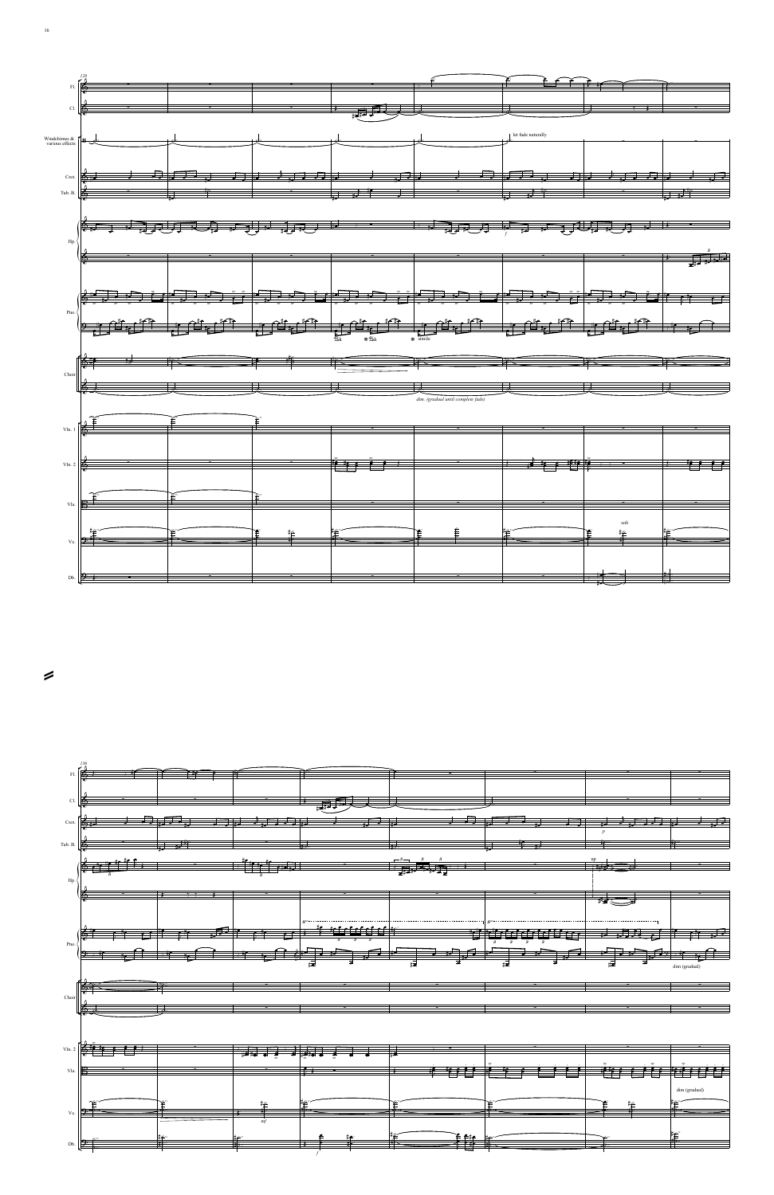128

Fl.

Cl.

Windchimes & various effects

let fade naturally

Crot.

Tub. B.

Hp.

*f*

Pno.

similie

Choir

*dim. (gradual until complete fade)*

Vln. 1

Vln. 2

Vla.

soli

Vc.

Db.

136

Fl.

Cl.

Crot.

*p*

Tub. B.

Hp.

*mp*

Pno.

dim (gradual)

Choir

Vln. 2

Vla.

dim (gradual)

Vc.

*mf*

Db.

*f*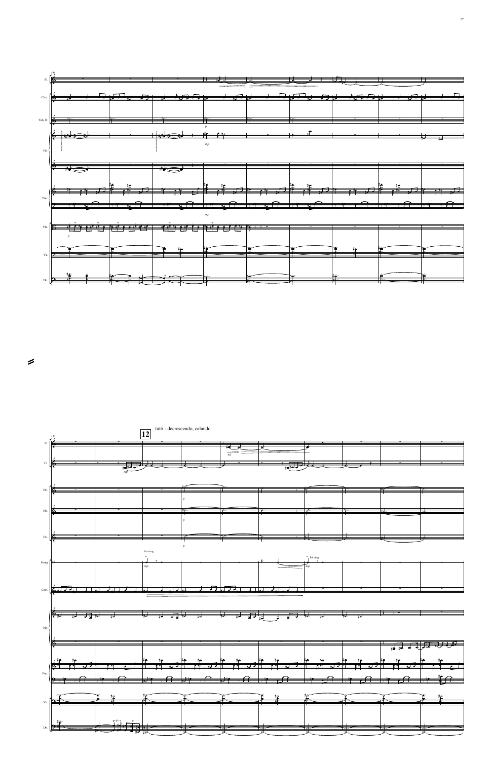**12** tutti - decrescendo, calando

let ring